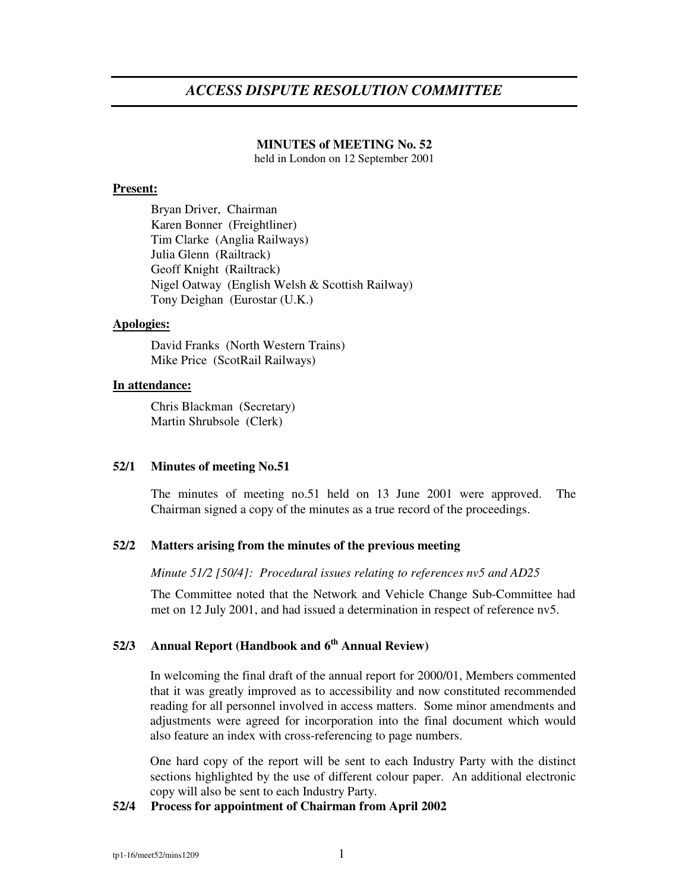# *ACCESS DISPUTE RESOLUTION COMMITTEE*

**MINUTES of MEETING No. 52**
held in London on 12 September 2001

**Present:**

Bryan Driver, Chairman
Karen Bonner (Freightliner)
Tim Clarke (Anglia Railways)
Julia Glenn (Railtrack)
Geoff Knight (Railtrack)
Nigel Oatway (English Welsh & Scottish Railway)
Tony Deighan (Eurostar (U.K.)

**Apologies:**

David Franks (North Western Trains)
Mike Price (ScotRail Railways)

**In attendance:**

Chris Blackman (Secretary)
Martin Shrubsole (Clerk)

**52/1 Minutes of meeting No.51**

The minutes of meeting no.51 held on 13 June 2001 were approved. The Chairman signed a copy of the minutes as a true record of the proceedings.

**52/2 Matters arising from the minutes of the previous meeting**

*Minute 51/2 [50/4]: Procedural issues relating to references nv5 and AD25*

The Committee noted that the Network and Vehicle Change Sub-Committee had met on 12 July 2001, and had issued a determination in respect of reference nv5.

**52/3 Annual Report (Handbook and 6th Annual Review)**

In welcoming the final draft of the annual report for 2000/01, Members commented that it was greatly improved as to accessibility and now constituted recommended reading for all personnel involved in access matters. Some minor amendments and adjustments were agreed for incorporation into the final document which would also feature an index with cross-referencing to page numbers.

One hard copy of the report will be sent to each Industry Party with the distinct sections highlighted by the use of different colour paper. An additional electronic copy will also be sent to each Industry Party.

**52/4 Process for appointment of Chairman from April 2002**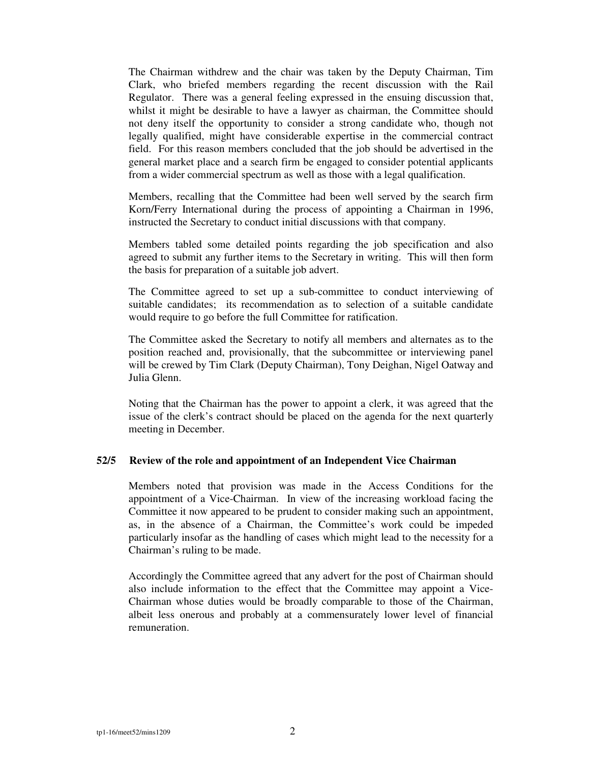The Chairman withdrew and the chair was taken by the Deputy Chairman, Tim Clark, who briefed members regarding the recent discussion with the Rail Regulator. There was a general feeling expressed in the ensuing discussion that, whilst it might be desirable to have a lawyer as chairman, the Committee should not deny itself the opportunity to consider a strong candidate who, though not legally qualified, might have considerable expertise in the commercial contract field. For this reason members concluded that the job should be advertised in the general market place and a search firm be engaged to consider potential applicants from a wider commercial spectrum as well as those with a legal qualification.

Members, recalling that the Committee had been well served by the search firm Korn/Ferry International during the process of appointing a Chairman in 1996, instructed the Secretary to conduct initial discussions with that company.

Members tabled some detailed points regarding the job specification and also agreed to submit any further items to the Secretary in writing. This will then form the basis for preparation of a suitable job advert.

The Committee agreed to set up a sub-committee to conduct interviewing of suitable candidates; its recommendation as to selection of a suitable candidate would require to go before the full Committee for ratification.

The Committee asked the Secretary to notify all members and alternates as to the position reached and, provisionally, that the subcommittee or interviewing panel will be crewed by Tim Clark (Deputy Chairman), Tony Deighan, Nigel Oatway and Julia Glenn.

Noting that the Chairman has the power to appoint a clerk, it was agreed that the issue of the clerk's contract should be placed on the agenda for the next quarterly meeting in December.

**52/5 Review of the role and appointment of an Independent Vice Chairman**

Members noted that provision was made in the Access Conditions for the appointment of a Vice-Chairman. In view of the increasing workload facing the Committee it now appeared to be prudent to consider making such an appointment, as, in the absence of a Chairman, the Committee's work could be impeded particularly insofar as the handling of cases which might lead to the necessity for a Chairman's ruling to be made.

Accordingly the Committee agreed that any advert for the post of Chairman should also include information to the effect that the Committee may appoint a Vice-Chairman whose duties would be broadly comparable to those of the Chairman, albeit less onerous and probably at a commensurately lower level of financial remuneration.

tp1-16/meet52/mins1209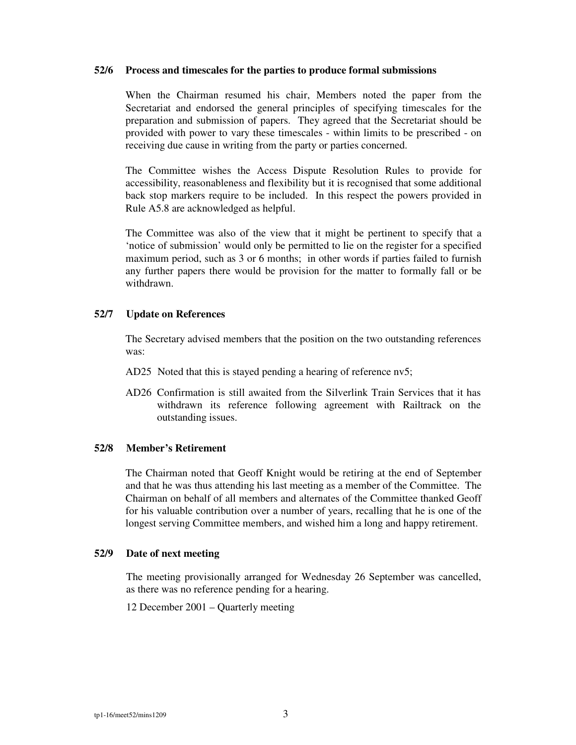**52/6 Process and timescales for the parties to produce formal submissions**

When the Chairman resumed his chair, Members noted the paper from the Secretariat and endorsed the general principles of specifying timescales for the preparation and submission of papers. They agreed that the Secretariat should be provided with power to vary these timescales - within limits to be prescribed - on receiving due cause in writing from the party or parties concerned.

The Committee wishes the Access Dispute Resolution Rules to provide for accessibility, reasonableness and flexibility but it is recognised that some additional back stop markers require to be included. In this respect the powers provided in Rule A5.8 are acknowledged as helpful.

The Committee was also of the view that it might be pertinent to specify that a 'notice of submission' would only be permitted to lie on the register for a specified maximum period, such as 3 or 6 months; in other words if parties failed to furnish any further papers there would be provision for the matter to formally fall or be withdrawn.

**52/7 Update on References**

The Secretary advised members that the position on the two outstanding references was:

AD25 Noted that this is stayed pending a hearing of reference nv5;

AD26 Confirmation is still awaited from the Silverlink Train Services that it has withdrawn its reference following agreement with Railtrack on the outstanding issues.

**52/8 Member's Retirement**

The Chairman noted that Geoff Knight would be retiring at the end of September and that he was thus attending his last meeting as a member of the Committee. The Chairman on behalf of all members and alternates of the Committee thanked Geoff for his valuable contribution over a number of years, recalling that he is one of the longest serving Committee members, and wished him a long and happy retirement.

**52/9 Date of next meeting**

The meeting provisionally arranged for Wednesday 26 September was cancelled, as there was no reference pending for a hearing.

12 December 2001 – Quarterly meeting

tp1-16/meet52/mins1209